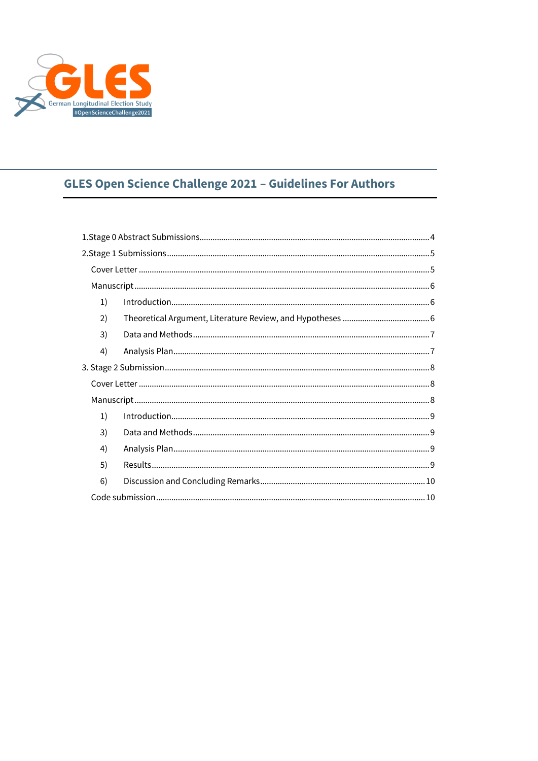GLES

German Longitudinal Election Study

#OpenScienceChallenge2021

# GLES Open Science Challenge 2021 – Guidelines For Authors

1.Stage 0 Abstract Submissions........................................................................4

2.Stage 1 Submissions........................................................................5

- Cover Letter........................................................................5
- Manuscript........................................................................6
  1) Introduction........................................................................6
  2) Theoretical Argument, Literature Review, and Hypotheses........................................................................6
  3) Data and Methods........................................................................7
  4) Analysis Plan........................................................................7

3. Stage 2 Submission........................................................................8

- Cover Letter........................................................................8
- Manuscript........................................................................8
  1) Introduction........................................................................9
  3) Data and Methods........................................................................9
  4) Analysis Plan........................................................................9
  5) Results........................................................................9
  6) Discussion and Concluding Remarks........................................................................10
- Code submission........................................................................10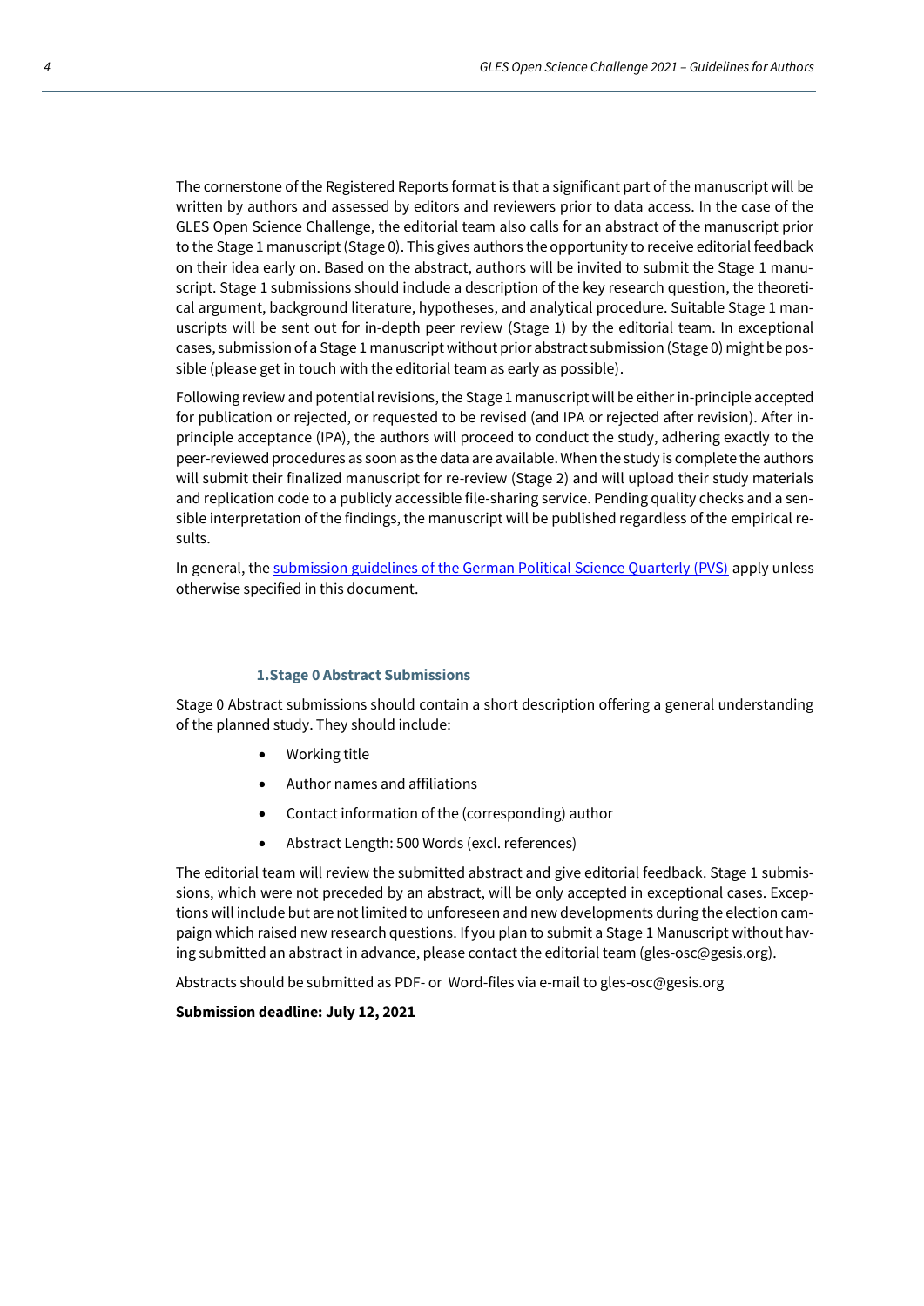The cornerstone of the Registered Reports format is that a significant part of the manuscript will be written by authors and assessed by editors and reviewers prior to data access. In the case of the GLES Open Science Challenge, the editorial team also calls for an abstract of the manuscript prior to the Stage 1 manuscript (Stage 0). This gives authors the opportunity to receive editorial feedback on their idea early on. Based on the abstract, authors will be invited to submit the Stage 1 manuscript. Stage 1 submissions should include a description of the key research question, the theoretical argument, background literature, hypotheses, and analytical procedure. Suitable Stage 1 manuscripts will be sent out for in-depth peer review (Stage 1) by the editorial team. In exceptional cases, submission of a Stage 1 manuscript without prior abstract submission (Stage 0) might be possible (please get in touch with the editorial team as early as possible).

Following review and potential revisions, the Stage 1 manuscript will be either in-principle accepted for publication or rejected, or requested to be revised (and IPA or rejected after revision). After in-principle acceptance (IPA), the authors will proceed to conduct the study, adhering exactly to the peer-reviewed procedures as soon as the data are available. When the study is complete the authors will submit their finalized manuscript for re-review (Stage 2) and will upload their study materials and replication code to a publicly accessible file-sharing service. Pending quality checks and a sensible interpretation of the findings, the manuscript will be published regardless of the empirical results.

In general, the submission guidelines of the German Political Science Quarterly (PVS) apply unless otherwise specified in this document.

## 1. Stage 0 Abstract Submissions

Stage 0 Abstract submissions should contain a short description offering a general understanding of the planned study. They should include:

- Working title
- Author names and affiliations
- Contact information of the (corresponding) author
- Abstract Length: 500 Words (excl. references)

The editorial team will review the submitted abstract and give editorial feedback. Stage 1 submissions, which were not preceded by an abstract, will be only accepted in exceptional cases. Exceptions will include but are not limited to unforeseen and new developments during the election campaign which raised new research questions. If you plan to submit a Stage 1 Manuscript without having submitted an abstract in advance, please contact the editorial team (gles-osc@gesis.org).

Abstracts should be submitted as PDF- or Word-files via e-mail to gles-osc@gesis.org

**Submission deadline: July 12, 2021**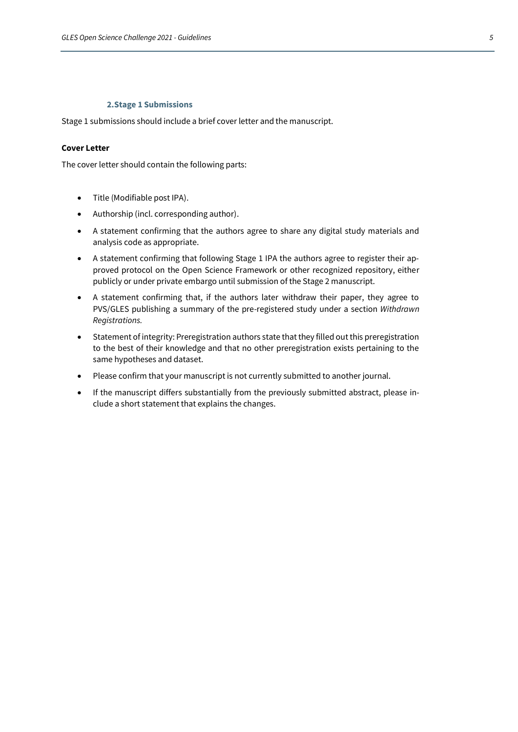## 2. Stage 1 Submissions

Stage 1 submissions should include a brief cover letter and the manuscript.

**Cover Letter**

The cover letter should contain the following parts:

- Title (Modifiable post IPA).
- Authorship (incl. corresponding author).
- A statement confirming that the authors agree to share any digital study materials and analysis code as appropriate.
- A statement confirming that following Stage 1 IPA the authors agree to register their approved protocol on the Open Science Framework or other recognized repository, either publicly or under private embargo until submission of the Stage 2 manuscript.
- A statement confirming that, if the authors later withdraw their paper, they agree to PVS/GLES publishing a summary of the pre-registered study under a section *Withdrawn Registrations.*
- Statement of integrity: Preregistration authors state that they filled out this preregistration to the best of their knowledge and that no other preregistration exists pertaining to the same hypotheses and dataset.
- Please confirm that your manuscript is not currently submitted to another journal.
- If the manuscript differs substantially from the previously submitted abstract, please include a short statement that explains the changes.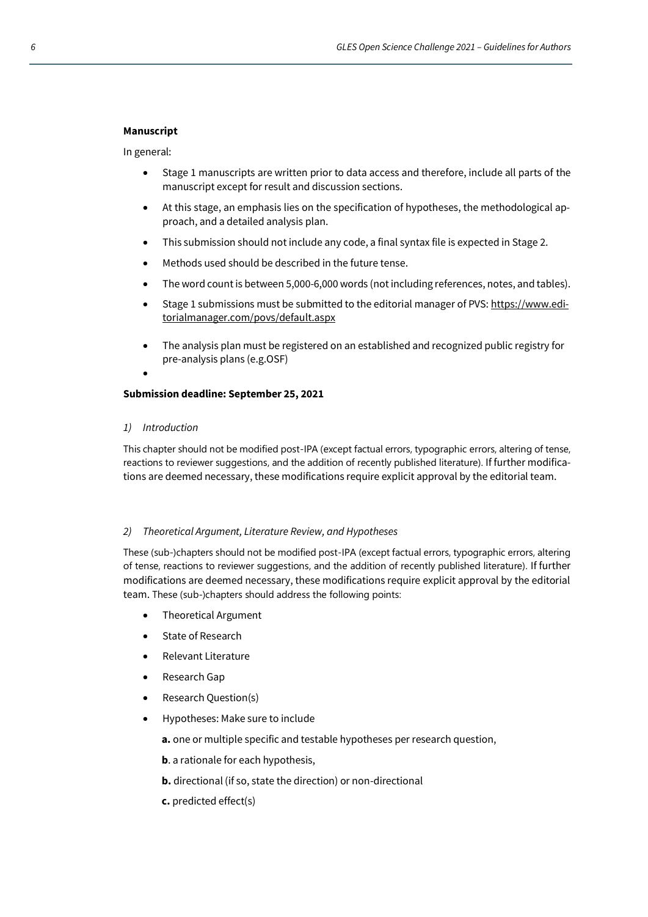**Manuscript**

In general:

- Stage 1 manuscripts are written prior to data access and therefore, include all parts of the manuscript except for result and discussion sections.
- At this stage, an emphasis lies on the specification of hypotheses, the methodological approach, and a detailed analysis plan.
- This submission should not include any code, a final syntax file is expected in Stage 2.
- Methods used should be described in the future tense.
- The word count is between 5,000-6,000 words (not including references, notes, and tables).
- Stage 1 submissions must be submitted to the editorial manager of PVS: https://www.editorialmanager.com/povs/default.aspx
- The analysis plan must be registered on an established and recognized public registry for pre-analysis plans (e.g.OSF)
-

**Submission deadline: September 25, 2021**

*1) Introduction*

This chapter should not be modified post-IPA (except factual errors, typographic errors, altering of tense, reactions to reviewer suggestions, and the addition of recently published literature). If further modifications are deemed necessary, these modifications require explicit approval by the editorial team.

*2) Theoretical Argument, Literature Review, and Hypotheses*

These (sub-)chapters should not be modified post-IPA (except factual errors, typographic errors, altering of tense, reactions to reviewer suggestions, and the addition of recently published literature). If further modifications are deemed necessary, these modifications require explicit approval by the editorial team. These (sub-)chapters should address the following points:

- Theoretical Argument
- State of Research
- Relevant Literature
- Research Gap
- Research Question(s)
- Hypotheses: Make sure to include

  **a.** one or multiple specific and testable hypotheses per research question,

  **b**. a rationale for each hypothesis,

  **b.** directional (if so, state the direction) or non-directional

  **c.** predicted effect(s)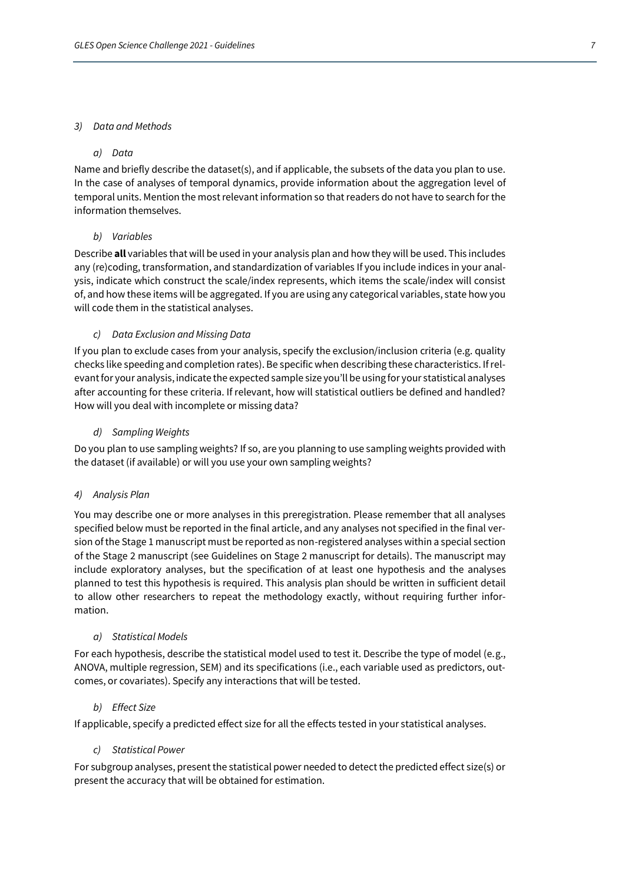### *3) Data and Methods*

#### *a) Data*

Name and briefly describe the dataset(s), and if applicable, the subsets of the data you plan to use. In the case of analyses of temporal dynamics, provide information about the aggregation level of temporal units. Mention the most relevant information so that readers do not have to search for the information themselves.

#### *b) Variables*

Describe **all** variables that will be used in your analysis plan and how they will be used. This includes any (re)coding, transformation, and standardization of variables If you include indices in your analysis, indicate which construct the scale/index represents, which items the scale/index will consist of, and how these items will be aggregated. If you are using any categorical variables, state how you will code them in the statistical analyses.

#### *c) Data Exclusion and Missing Data*

If you plan to exclude cases from your analysis, specify the exclusion/inclusion criteria (e.g. quality checks like speeding and completion rates). Be specific when describing these characteristics. If relevant for your analysis, indicate the expected sample size you'll be using for your statistical analyses after accounting for these criteria. If relevant, how will statistical outliers be defined and handled? How will you deal with incomplete or missing data?

#### *d) Sampling Weights*

Do you plan to use sampling weights? If so, are you planning to use sampling weights provided with the dataset (if available) or will you use your own sampling weights?

### *4) Analysis Plan*

You may describe one or more analyses in this preregistration. Please remember that all analyses specified below must be reported in the final article, and any analyses not specified in the final version of the Stage 1 manuscript must be reported as non-registered analyses within a special section of the Stage 2 manuscript (see Guidelines on Stage 2 manuscript for details). The manuscript may include exploratory analyses, but the specification of at least one hypothesis and the analyses planned to test this hypothesis is required. This analysis plan should be written in sufficient detail to allow other researchers to repeat the methodology exactly, without requiring further information.

#### *a) Statistical Models*

For each hypothesis, describe the statistical model used to test it. Describe the type of model (e.g., ANOVA, multiple regression, SEM) and its specifications (i.e., each variable used as predictors, outcomes, or covariates). Specify any interactions that will be tested.

#### *b) Effect Size*

If applicable, specify a predicted effect size for all the effects tested in your statistical analyses.

#### *c) Statistical Power*

For subgroup analyses, present the statistical power needed to detect the predicted effect size(s) or present the accuracy that will be obtained for estimation.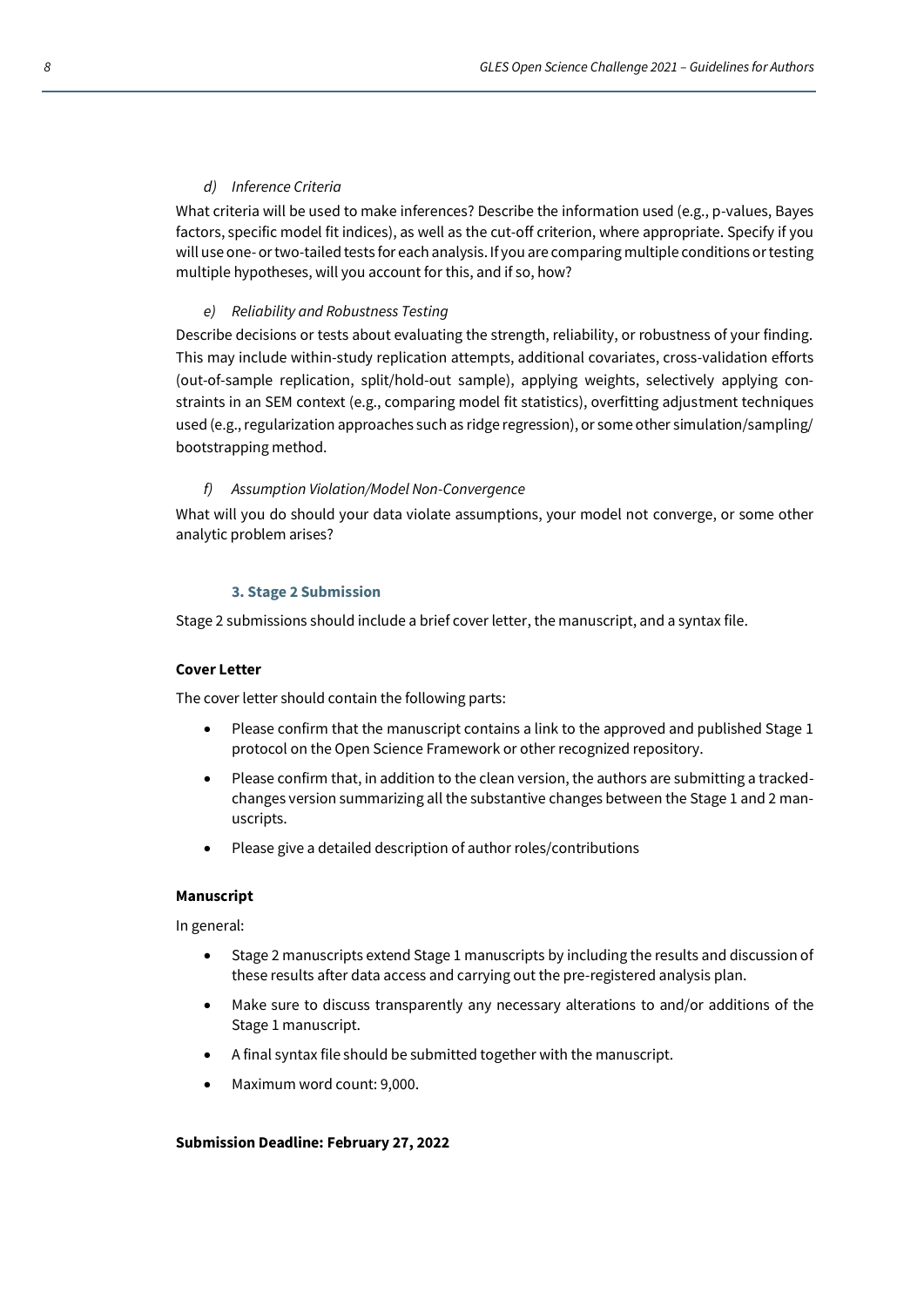*d) Inference Criteria*

What criteria will be used to make inferences? Describe the information used (e.g., p-values, Bayes factors, specific model fit indices), as well as the cut-off criterion, where appropriate. Specify if you will use one- or two-tailed tests for each analysis. If you are comparing multiple conditions or testing multiple hypotheses, will you account for this, and if so, how?

*e) Reliability and Robustness Testing*

Describe decisions or tests about evaluating the strength, reliability, or robustness of your finding. This may include within-study replication attempts, additional covariates, cross-validation efforts (out-of-sample replication, split/hold-out sample), applying weights, selectively applying constraints in an SEM context (e.g., comparing model fit statistics), overfitting adjustment techniques used (e.g., regularization approaches such as ridge regression), or some other simulation/sampling/ bootstrapping method.

*f) Assumption Violation/Model Non-Convergence*

What will you do should your data violate assumptions, your model not converge, or some other analytic problem arises?

### 3. Stage 2 Submission

Stage 2 submissions should include a brief cover letter, the manuscript, and a syntax file.

**Cover Letter**

The cover letter should contain the following parts:

- Please confirm that the manuscript contains a link to the approved and published Stage 1 protocol on the Open Science Framework or other recognized repository.
- Please confirm that, in addition to the clean version, the authors are submitting a tracked-changes version summarizing all the substantive changes between the Stage 1 and 2 manuscripts.
- Please give a detailed description of author roles/contributions

**Manuscript**

In general:

- Stage 2 manuscripts extend Stage 1 manuscripts by including the results and discussion of these results after data access and carrying out the pre-registered analysis plan.
- Make sure to discuss transparently any necessary alterations to and/or additions of the Stage 1 manuscript.
- A final syntax file should be submitted together with the manuscript.
- Maximum word count: 9,000.

**Submission Deadline: February 27, 2022**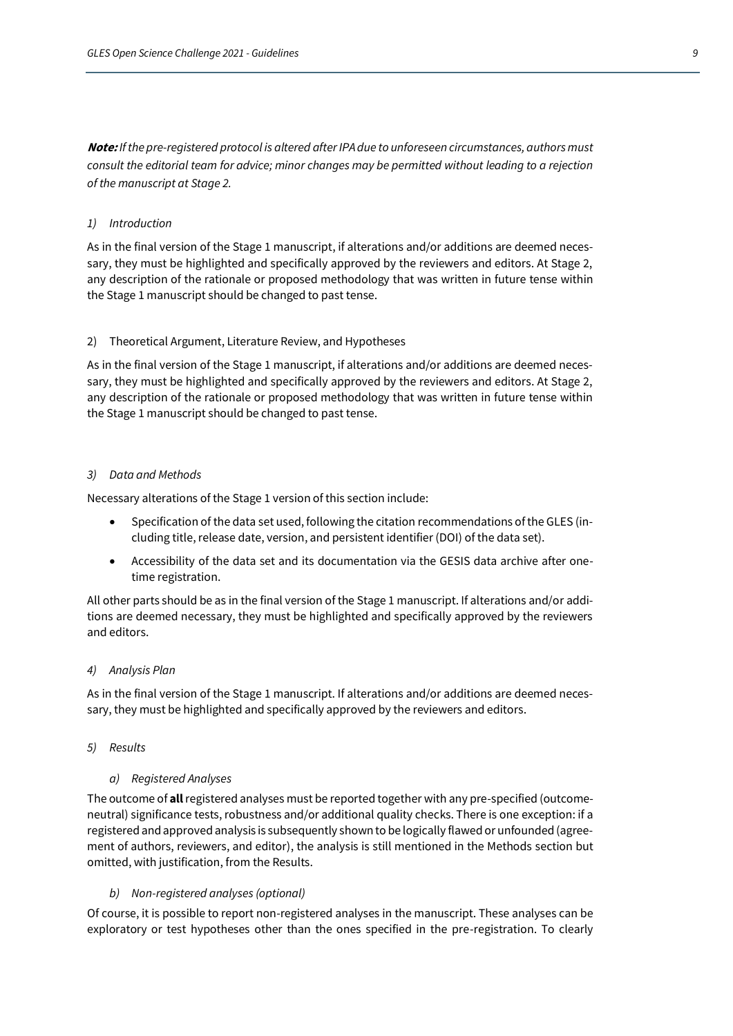***Note:*** *If the pre-registered protocol is altered after IPA due to unforeseen circumstances, authors must consult the editorial team for advice; minor changes may be permitted without leading to a rejection of the manuscript at Stage 2.*

*1) Introduction*

As in the final version of the Stage 1 manuscript, if alterations and/or additions are deemed necessary, they must be highlighted and specifically approved by the reviewers and editors. At Stage 2, any description of the rationale or proposed methodology that was written in future tense within the Stage 1 manuscript should be changed to past tense.

2) Theoretical Argument, Literature Review, and Hypotheses

As in the final version of the Stage 1 manuscript, if alterations and/or additions are deemed necessary, they must be highlighted and specifically approved by the reviewers and editors. At Stage 2, any description of the rationale or proposed methodology that was written in future tense within the Stage 1 manuscript should be changed to past tense.

*3) Data and Methods*

Necessary alterations of the Stage 1 version of this section include:

- Specification of the data set used, following the citation recommendations of the GLES (including title, release date, version, and persistent identifier (DOI) of the data set).
- Accessibility of the data set and its documentation via the GESIS data archive after one-time registration.

All other parts should be as in the final version of the Stage 1 manuscript. If alterations and/or additions are deemed necessary, they must be highlighted and specifically approved by the reviewers and editors.

*4) Analysis Plan*

As in the final version of the Stage 1 manuscript. If alterations and/or additions are deemed necessary, they must be highlighted and specifically approved by the reviewers and editors.

*5) Results*

*a) Registered Analyses*

The outcome of **all** registered analyses must be reported together with any pre-specified (outcome-neutral) significance tests, robustness and/or additional quality checks. There is one exception: if a registered and approved analysis is subsequently shown to be logically flawed or unfounded (agreement of authors, reviewers, and editor), the analysis is still mentioned in the Methods section but omitted, with justification, from the Results.

*b) Non-registered analyses (optional)*

Of course, it is possible to report non-registered analyses in the manuscript. These analyses can be exploratory or test hypotheses other than the ones specified in the pre-registration. To clearly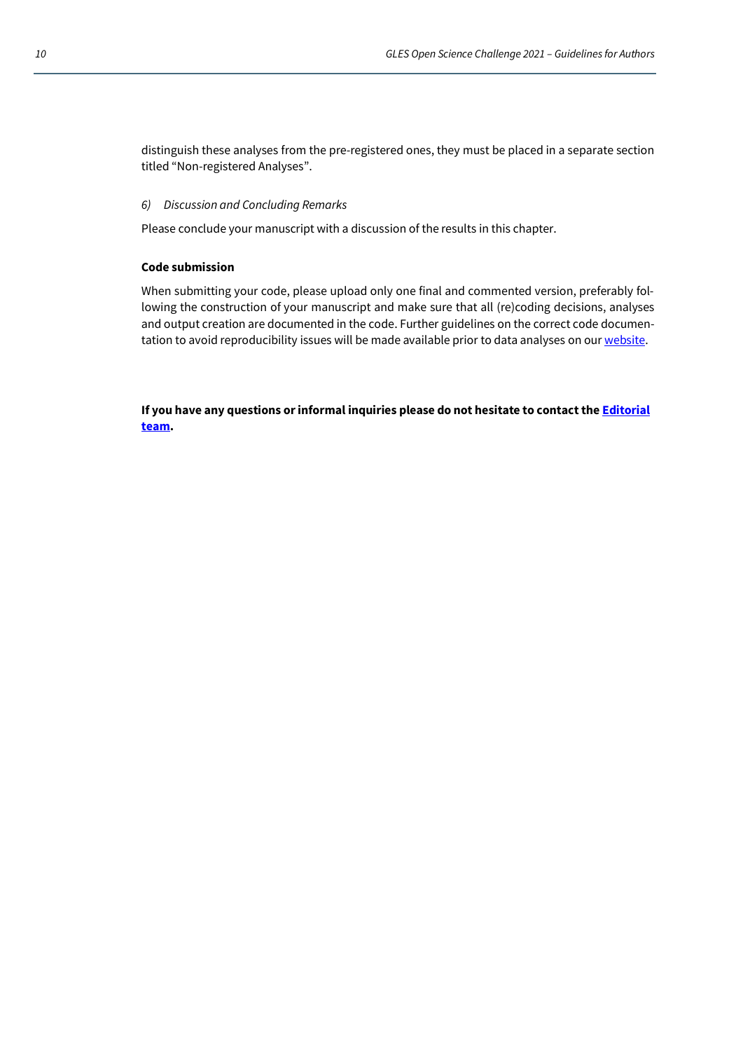distinguish these analyses from the pre-registered ones, they must be placed in a separate section titled “Non-registered Analyses”.

*6) Discussion and Concluding Remarks*

Please conclude your manuscript with a discussion of the results in this chapter.

**Code submission**

When submitting your code, please upload only one final and commented version, preferably following the construction of your manuscript and make sure that all (re)coding decisions, analyses and output creation are documented in the code. Further guidelines on the correct code documentation to avoid reproducibility issues will be made available prior to data analyses on our website.

**If you have any questions or informal inquiries please do not hesitate to contact the Editorial team.**